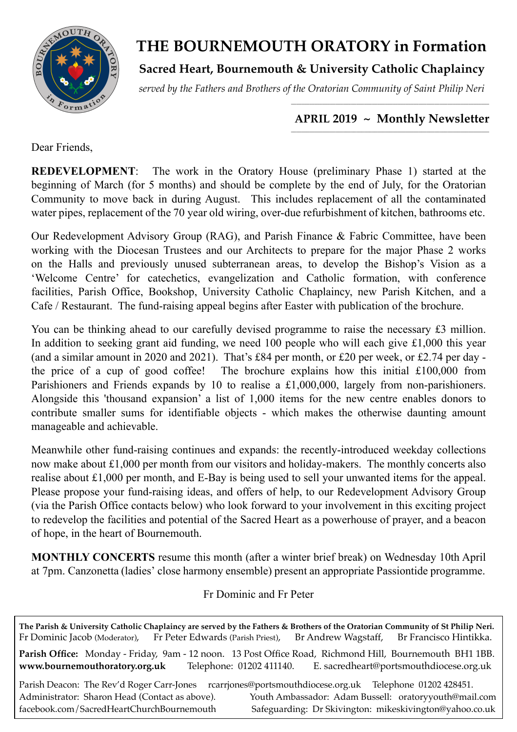# THE BOURNEMOUTH ORATORY in Formation

## Sacred Heart, Bournemouth & University Catholic Chaplaincy

*served by the Fathers and Brothers of the Oratorian Community of Saint Philip Neri*

**APRIL 2019 ~ Monthly Newsletter**

Dear Friends,

**REDEVELOPMENT**: The work in the Oratory House (preliminary Phase 1) started at the beginning of March (for 5 months) and should be complete by the end of July, for the Oratorian Community to move back in during August. This includes replacement of all the contaminated water pipes, replacement of the 70 year old wiring, over-due refurbishment of kitchen, bathrooms etc.

Our Redevelopment Advisory Group (RAG), and Parish Finance & Fabric Committee, have been working with the Diocesan Trustees and our Architects to prepare for the major Phase 2 works on the Halls and previously unused subterranean areas, to develop the Bishop's Vision as a 'Welcome Centre' for catechetics, evangelization and Catholic formation, with conference facilities, Parish Office, Bookshop, University Catholic Chaplaincy, new Parish Kitchen, and a Cafe / Restaurant. The fund-raising appeal begins after Easter with publication of the brochure.

You can be thinking ahead to our carefully devised programme to raise the necessary £3 million. In addition to seeking grant aid funding, we need 100 people who will each give £1,000 this year (and a similar amount in 2020 and 2021). That's £84 per month, or £20 per week, or £2.74 per day - the price of a cup of good coffee! The brochure explains how this initial £100,000 from Parishioners and Friends expands by 10 to realise a £1,000,000, largely from non-parishioners. Alongside this 'thousand expansion' a list of 1,000 items for the new centre enables donors to contribute smaller sums for identifiable objects - which makes the otherwise daunting amount manageable and achievable.

Meanwhile other fund-raising continues and expands: the recently-introduced weekday collections now make about £1,000 per month from our visitors and holiday-makers. The monthly concerts also realise about £1,000 per month, and E-Bay is being used to sell your unwanted items for the appeal. Please propose your fund-raising ideas, and offers of help, to our Redevelopment Advisory Group (via the Parish Office contacts below) who look forward to your involvement in this exciting project to redevelop the facilities and potential of the Sacred Heart as a powerhouse of prayer, and a beacon of hope, in the heart of Bournemouth.

**MONTHLY CONCERTS** resume this month (after a winter brief break) on Wednesday 10th April at 7pm. Canzonetta (ladies' close harmony ensemble) present an appropriate Passiontide programme.

Fr Dominic and Fr Peter

---

**The Parish & University Catholic Chaplaincy are served by the Fathers & Brothers of the Oratorian Community of St Philip Neri.**
Fr Dominic Jacob (Moderator), Fr Peter Edwards (Parish Priest), Br Andrew Wagstaff, Br Francisco Hintikka.

**Parish Office:** Monday - Friday, 9am - 12 noon. 13 Post Office Road, Richmond Hill, Bournemouth BH1 1BB.
**www.bournemouthoratory.org.uk** Telephone: 01202 411140. E. sacredheart@portsmouthdiocese.org.uk

Parish Deacon: The Rev'd Roger Carr-Jones rcarrjones@portsmouthdiocese.org.uk Telephone 01202 428451.
Administrator: Sharon Head (Contact as above). Youth Ambassador: Adam Bussell: oratoryyouth@mail.com
facebook.com/SacredHeartChurchBournemouth Safeguarding: Dr Skivington: mikeskivington@yahoo.co.uk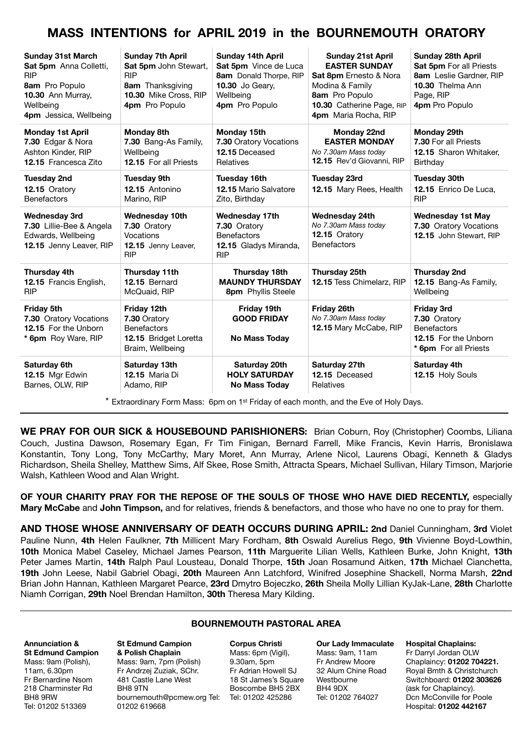# MASS INTENTIONS for APRIL 2019 in the BOURNEMOUTH ORATORY

| **Sunday 31st March** | **Sunday 7th April** | **Sunday 14th April** | **Sunday 21st April** | **Sunday 28th April** |
|---|---|---|---|---|
| **Sat 5pm** Anna Colletti, RIP<br>**8am** Pro Populo<br>**10.30** Ann Murray, Wellbeing<br>**4pm** Jessica, Wellbeing | **Sat 5pm** John Stewart, RIP<br>**8am** Thanksgiving<br>**10.30** Mike Cross, RIP<br>**4pm** Pro Populo | **Sat 5pm** Vince de Luca<br>**8am** Donald Thorpe, RIP<br>**10.30** Jo Geary, Wellbeing<br>**4pm** Pro Populo | **EASTER SUNDAY**<br>**Sat 8pm** Ernesto & Nora Modina & Family<br>**8am** Pro Populo<br>**10.30** Catherine Page, RIP<br>**4pm** Maria Rocha, RIP | **Sat 5pm** For all Priests<br>**8am** Leslie Gardner, RIP<br>**10.30** Thelma Ann Page, RIP<br>**4pm** Pro Populo |
| **Monday 1st April**<br>**7.30** Edgar & Nora Ashton Kinder, RIP<br>**12.15** Francesca Zito | **Monday 8th**<br>**7.30** Bang-As Family, Wellbeing<br>**12.15** For all Priests | **Monday 15th**<br>**7.30** Oratory Vocations<br>**12.15** Deceased Relatives | **Monday 22nd**<br>**EASTER MONDAY**<br>*No 7.30am Mass today*<br>**12.15** Rev'd Giovanni, RIP | **Monday 29th**<br>**7.30** For all Priests<br>**12.15** Sharon Whitaker, Birthday |
| **Tuesday 2nd**<br>**12.15** Oratory Benefactors | **Tuesday 9th**<br>**12.15** Antonino Marino, RIP | **Tuesday 16th**<br>**12.15** Mario Salvatore Zito, Birthday | **Tuesday 23rd**<br>**12.15** Mary Rees, Health | **Tuesday 30th**<br>**12.15** Enrico De Luca, RIP |
| **Wednesday 3rd**<br>**7.30** Lillie-Bee & Angela Edwards, Wellbeing<br>**12.15** Jenny Leaver, RIP | **Wednesday 10th**<br>**7.30** Oratory Vocations<br>**12.15** Jenny Leaver, RIP | **Wednesday 17th**<br>**7.30** Oratory Benefactors<br>**12.15** Gladys Miranda, RIP | **Wednesday 24th**<br>*No 7.30am Mass today*<br>**12.15** Oratory Benefactors | **Wednesday 1st May**<br>**7.30** Oratory Vocations<br>**12.15** John Stewart, RIP |
| **Thursday 4th**<br>**12.15** Francis English, RIP | **Thursday 11th**<br>**12.15** Bernard McQuaid, RIP | **Thursday 18th**<br>**MAUNDY THURSDAY**<br>**8pm** Phyllis Steele | **Thursday 25th**<br>**12.15** Tess Chimelarz, RIP | **Thursday 2nd**<br>**12.15** Bang-As Family, Wellbeing |
| **Friday 5th**<br>**7.30** Oratory Vocations<br>**12.15** For the Unborn<br>**\* 6pm** Roy Ware, RIP | **Friday 12th**<br>**7.30** Oratory Benefactors<br>**12.15** Bridget Loretta Braim, Wellbeing | **Friday 19th**<br>**GOOD FRIDAY**<br>**No Mass Today** | **Friday 26th**<br>*No 7.30am Mass today*<br>**12.15** Mary McCabe, RIP | **Friday 3rd**<br>**7.30** Oratory Benefactors<br>**12.15** For the Unborn<br>**\* 6pm** For all Priests |
| **Saturday 6th**<br>**12.15** Mgr Edwin Barnes, OLW, RIP | **Saturday 13th**<br>**12.15** Maria Di Adamo, RIP | **Saturday 20th**<br>**HOLY SATURDAY**<br>**No Mass Today** | **Saturday 27th**<br>**12.15** Deceased Relatives | **Saturday 4th**<br>**12.15** Holy Souls |

\* Extraordinary Form Mass: 6pm on 1st Friday of each month, and the Eve of Holy Days.

**WE PRAY FOR OUR SICK & HOUSEBOUND PARISHIONERS:** Brian Coburn, Roy (Christopher) Coombs, Liliana Couch, Justina Dawson, Rosemary Egan, Fr Tim Finigan, Bernard Farrell, Mike Francis, Kevin Harris, Bronislawa Konstantin, Tony Long, Tony McCarthy, Mary Moret, Ann Murray, Arlene Nicol, Laurens Obagi, Kenneth & Gladys Richardson, Sheila Shelley, Matthew Sims, Alf Skee, Rose Smith, Attracta Spears, Michael Sullivan, Hilary Timson, Marjorie Walsh, Kathleen Wood and Alan Wright.

**OF YOUR CHARITY PRAY FOR THE REPOSE OF THE SOULS OF THOSE WHO HAVE DIED RECENTLY,** especially **Mary McCabe** and **John Timpson,** and for relatives, friends & benefactors, and those who have no one to pray for them.

**AND THOSE WHOSE ANNIVERSARY OF DEATH OCCURS DURING APRIL: 2nd** Daniel Cunningham, **3rd** Violet Pauline Nunn, **4th** Helen Faulkner, **7th** Millicent Mary Fordham, **8th** Oswald Aurelius Rego, **9th** Vivienne Boyd-Lowthin, **10th** Monica Mabel Caseley, Michael James Pearson, **11th** Marguerite Lilian Wells, Kathleen Burke, John Knight, **13th** Peter James Martin, **14th** Ralph Paul Lousteau, Donald Thorpe, **15th** Joan Rosamund Aitken, **17th** Michael Cianchetta, **19th** John Leese, Nabil Gabriel Obagi, **20th** Maureen Ann Latchford, Winifred Josephine Shackell, Norma Marsh, **22nd** Brian John Hannan, Kathleen Margaret Pearce, **23rd** Dmytro Bojeczko, **26th** Sheila Molly Lillian KyJak-Lane, **28th** Charlotte Niamh Corrigan, **29th** Noel Brendan Hamilton, **30th** Theresa Mary Kilding.

## BOURNEMOUTH PASTORAL AREA

**Annunciation & St Edmund Campion**
Mass: 9am (Polish), 11am, 6.30pm
Fr Bernardine Nsom
218 Charminster Rd
BH8 9RW
Tel: 01202 513369

**St Edmund Campion & Polish Chaplain**
Mass: 9am, 7pm (Polish)
Fr Andrzej Zuziak, SChr.
481 Castle Lane West
BH8 9TN
bournemouth@pcmew.org Tel: 01202 619668

**Corpus Christi**
Mass: 6pm (Vigil), 9.30am, 5pm
Fr Adrian Howell SJ
18 St James's Square
Boscombe BH5 2BX
Tel: 01202 425286

**Our Lady Immaculate**
Mass: 9am, 11am
Fr Andrew Moore
32 Alum Chine Road
Westbourne
BH4 9DX
Tel: 01202 764027

**Hospital Chaplains:**
Fr Darryl Jordan OLW
Chaplaincy: **01202 704221.**
Royal Bmth & Christchurch Switchboard: **01202 303626** (ask for Chaplaincy).
Dcn McConville for Poole Hospital: **01202 442167**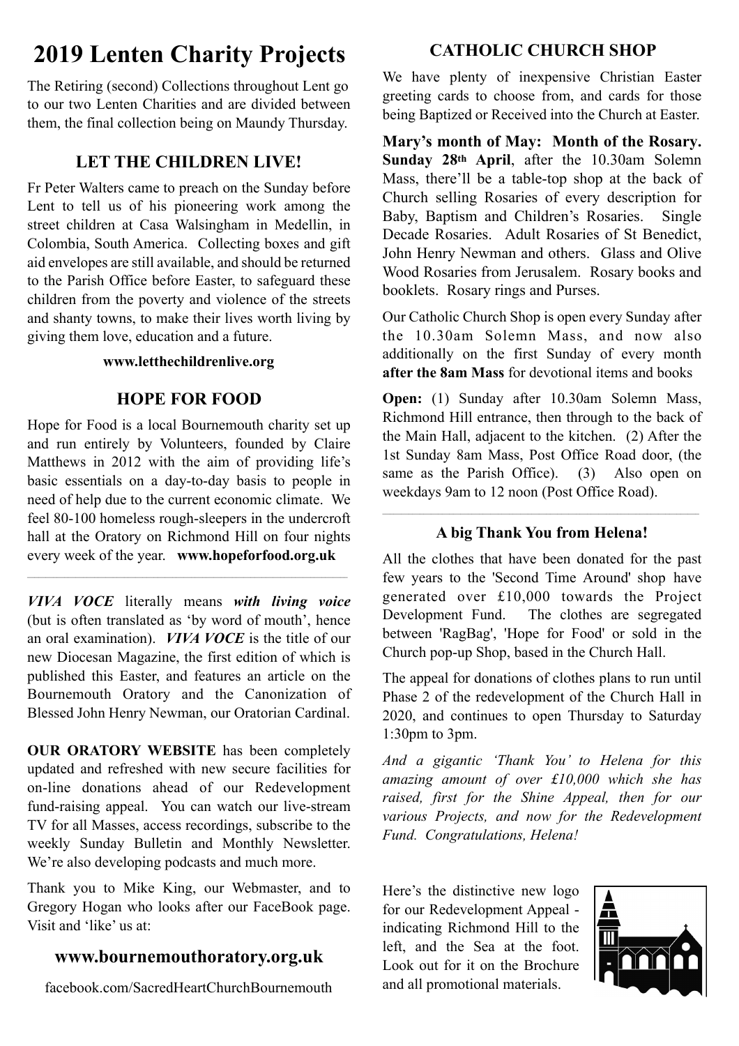# 2019 Lenten Charity Projects

The Retiring (second) Collections throughout Lent go to our two Lenten Charities and are divided between them, the final collection being on Maundy Thursday.

## LET THE CHILDREN LIVE!

Fr Peter Walters came to preach on the Sunday before Lent to tell us of his pioneering work among the street children at Casa Walsingham in Medellin, in Colombia, South America. Collecting boxes and gift aid envelopes are still available, and should be returned to the Parish Office before Easter, to safeguard these children from the poverty and violence of the streets and shanty towns, to make their lives worth living by giving them love, education and a future.

**www.letthechildrenlive.org**

## HOPE FOR FOOD

Hope for Food is a local Bournemouth charity set up and run entirely by Volunteers, founded by Claire Matthews in 2012 with the aim of providing life's basic essentials on a day-to-day basis to people in need of help due to the current economic climate. We feel 80-100 homeless rough-sleepers in the undercroft hall at the Oratory on Richmond Hill on four nights every week of the year. **www.hopeforfood.org.uk**

---

***VIVA VOCE*** literally means ***with living voice*** (but is often translated as 'by word of mouth', hence an oral examination). ***VIVA VOCE*** is the title of our new Diocesan Magazine, the first edition of which is published this Easter, and features an article on the Bournemouth Oratory and the Canonization of Blessed John Henry Newman, our Oratorian Cardinal.

**OUR ORATORY WEBSITE** has been completely updated and refreshed with new secure facilities for on-line donations ahead of our Redevelopment fund-raising appeal. You can watch our live-stream TV for all Masses, access recordings, subscribe to the weekly Sunday Bulletin and Monthly Newsletter. We're also developing podcasts and much more.

Thank you to Mike King, our Webmaster, and to Gregory Hogan who looks after our FaceBook page. Visit and 'like' us at:

## www.bournemouthoratory.org.uk

facebook.com/SacredHeartChurchBournemouth

## CATHOLIC CHURCH SHOP

We have plenty of inexpensive Christian Easter greeting cards to choose from, and cards for those being Baptized or Received into the Church at Easter.

**Mary's month of May: Month of the Rosary. Sunday 28th April**, after the 10.30am Solemn Mass, there'll be a table-top shop at the back of Church selling Rosaries of every description for Baby, Baptism and Children's Rosaries. Single Decade Rosaries. Adult Rosaries of St Benedict, John Henry Newman and others. Glass and Olive Wood Rosaries from Jerusalem. Rosary books and booklets. Rosary rings and Purses.

Our Catholic Church Shop is open every Sunday after the 10.30am Solemn Mass, and now also additionally on the first Sunday of every month **after the 8am Mass** for devotional items and books

**Open:** (1) Sunday after 10.30am Solemn Mass, Richmond Hill entrance, then through to the back of the Main Hall, adjacent to the kitchen. (2) After the 1st Sunday 8am Mass, Post Office Road door, (the same as the Parish Office). (3) Also open on weekdays 9am to 12 noon (Post Office Road).

---

### A big Thank You from Helena!

All the clothes that have been donated for the past few years to the 'Second Time Around' shop have generated over £10,000 towards the Project Development Fund. The clothes are segregated between 'RagBag', 'Hope for Food' or sold in the Church pop-up Shop, based in the Church Hall.

The appeal for donations of clothes plans to run until Phase 2 of the redevelopment of the Church Hall in 2020, and continues to open Thursday to Saturday 1:30pm to 3pm.

*And a gigantic 'Thank You' to Helena for this amazing amount of over £10,000 which she has raised, first for the Shine Appeal, then for our various Projects, and now for the Redevelopment Fund. Congratulations, Helena!*

Here's the distinctive new logo for our Redevelopment Appeal - indicating Richmond Hill to the left, and the Sea at the foot. Look out for it on the Brochure and all promotional materials.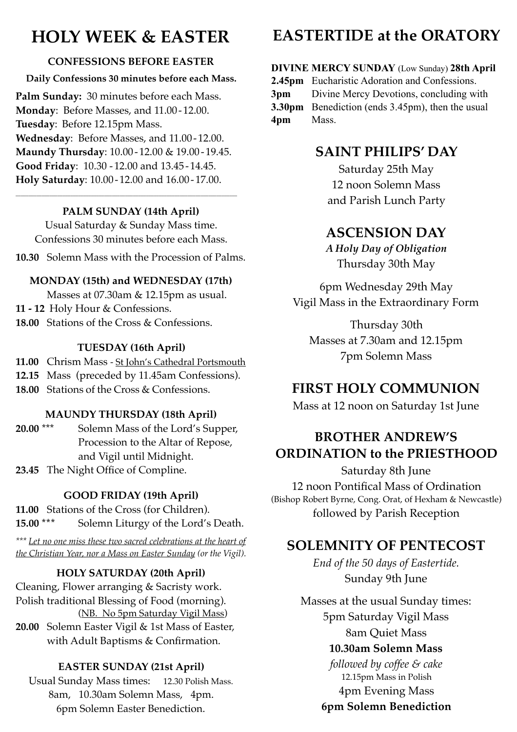# HOLY WEEK & EASTER

### CONFESSIONS BEFORE EASTER

**Daily Confessions 30 minutes before each Mass.**

**Palm Sunday:** 30 minutes before each Mass.
**Monday**: Before Masses, and 11.00 - 12.00.
**Tuesday**: Before 12.15pm Mass.
**Wednesday**: Before Masses, and 11.00 - 12.00.
**Maundy Thursday**: 10.00 - 12.00 & 19.00 - 19.45.
**Good Friday**: 10.30 - 12.00 and 13.45 - 14.45.
**Holy Saturday**: 10.00 - 12.00 and 16.00 - 17.00.

---

### PALM SUNDAY (14th April)

Usual Saturday & Sunday Mass time.
Confessions 30 minutes before each Mass.

**10.30** Solemn Mass with the Procession of Palms.

### MONDAY (15th) and WEDNESDAY (17th)

Masses at 07.30am & 12.15pm as usual.

**11 - 12** Holy Hour & Confessions.
**18.00** Stations of the Cross & Confessions.

### TUESDAY (16th April)

**11.00** Chrism Mass - St John's Cathedral Portsmouth
**12.15** Mass (preceded by 11.45am Confessions).
**18.00** Stations of the Cross & Confessions.

### MAUNDY THURSDAY (18th April)

**20.00** *** Solemn Mass of the Lord's Supper, Procession to the Altar of Repose, and Vigil until Midnight.
**23.45** The Night Office of Compline.

### GOOD FRIDAY (19th April)

**11.00** Stations of the Cross (for Children).
**15.00** *** Solemn Liturgy of the Lord's Death.

*** *Let no one miss these two sacred celebrations at the heart of the Christian Year, nor a Mass on Easter Sunday (or the Vigil).*

### HOLY SATURDAY (20th April)

Cleaning, Flower arranging & Sacristy work.
Polish traditional Blessing of Food (morning).
(NB. No 5pm Saturday Vigil Mass)

**20.00** Solemn Easter Vigil & 1st Mass of Easter, with Adult Baptisms & Confirmation.

### EASTER SUNDAY (21st April)

Usual Sunday Mass times: 12.30 Polish Mass.
8am, 10.30am Solemn Mass, 4pm.
6pm Solemn Easter Benediction.

# EASTERTIDE at the ORATORY

**DIVINE MERCY SUNDAY** (Low Sunday) **28th April**

**2.45pm** Eucharistic Adoration and Confessions.
**3pm** Divine Mercy Devotions, concluding with
**3.30pm** Benediction (ends 3.45pm), then the usual
**4pm** Mass.

## SAINT PHILIPS' DAY

Saturday 25th May
12 noon Solemn Mass
and Parish Lunch Party

## ASCENSION DAY

*A Holy Day of Obligation*
Thursday 30th May

6pm Wednesday 29th May
Vigil Mass in the Extraordinary Form

Thursday 30th
Masses at 7.30am and 12.15pm
7pm Solemn Mass

## FIRST HOLY COMMUNION

Mass at 12 noon on Saturday 1st June

## BROTHER ANDREW'S ORDINATION to the PRIESTHOOD

Saturday 8th June
12 noon Pontifical Mass of Ordination
(Bishop Robert Byrne, Cong. Orat, of Hexham & Newcastle)
followed by Parish Reception

## SOLEMNITY OF PENTECOST

*End of the 50 days of Eastertide.*
Sunday 9th June

Masses at the usual Sunday times:
5pm Saturday Vigil Mass
8am Quiet Mass
**10.30am Solemn Mass**
*followed by coffee & cake*
12.15pm Mass in Polish
4pm Evening Mass
**6pm Solemn Benediction**